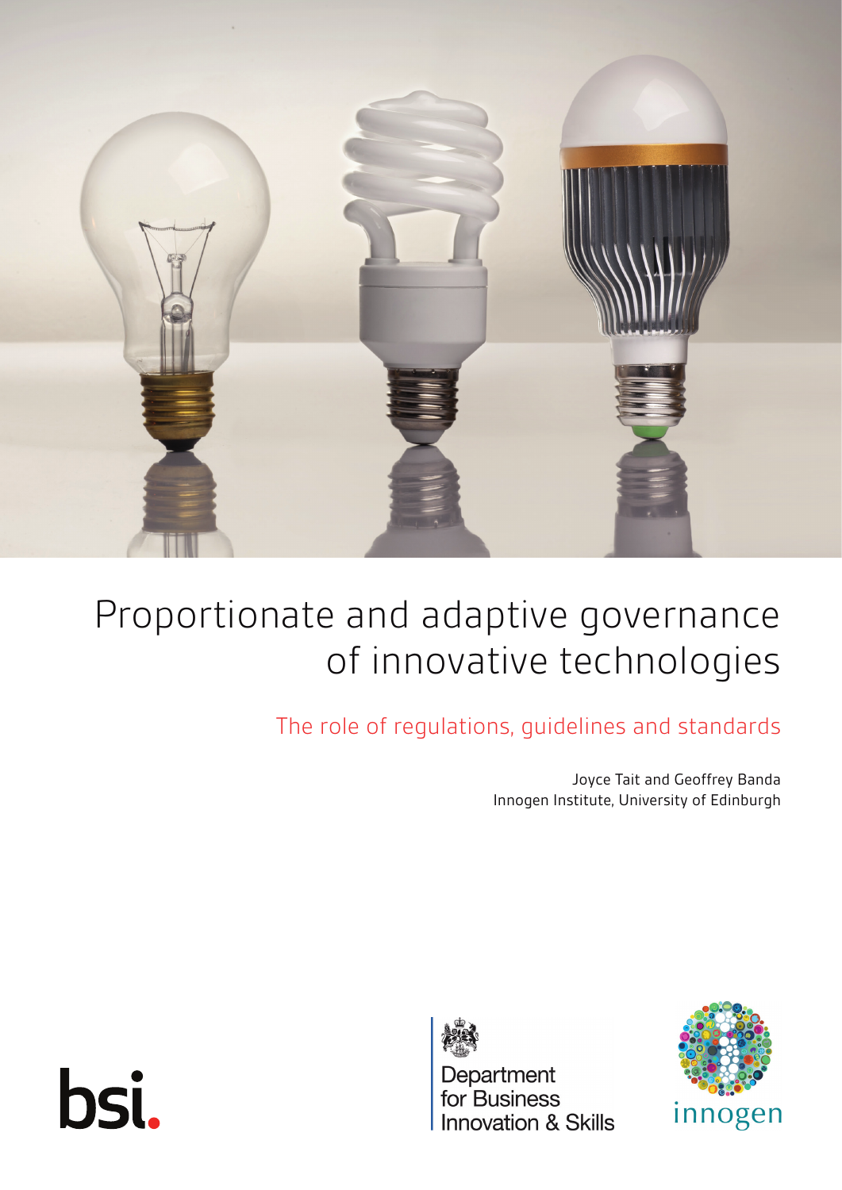# Proportionate and adaptive governance of innovative technologies

## The role of regulations, guidelines and standards

Joyce Tait and Geoffrey Banda
Innogen Institute, University of Edinburgh

bsi.

Department for Business Innovation & Skills

innogen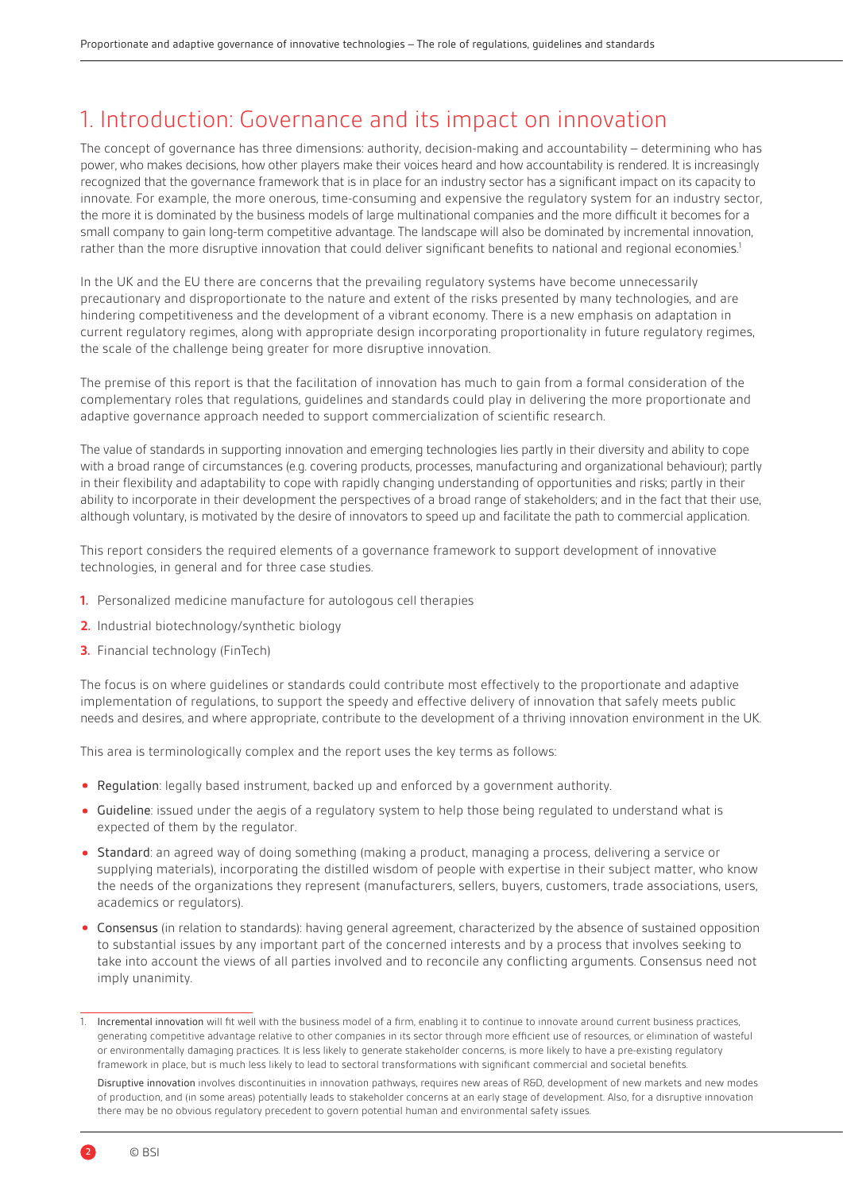# 1. Introduction: Governance and its impact on innovation

The concept of governance has three dimensions: authority, decision-making and accountability – determining who has power, who makes decisions, how other players make their voices heard and how accountability is rendered. It is increasingly recognized that the governance framework that is in place for an industry sector has a significant impact on its capacity to innovate. For example, the more onerous, time-consuming and expensive the regulatory system for an industry sector, the more it is dominated by the business models of large multinational companies and the more difficult it becomes for a small company to gain long-term competitive advantage. The landscape will also be dominated by incremental innovation, rather than the more disruptive innovation that could deliver significant benefits to national and regional economies.[1]

In the UK and the EU there are concerns that the prevailing regulatory systems have become unnecessarily precautionary and disproportionate to the nature and extent of the risks presented by many technologies, and are hindering competitiveness and the development of a vibrant economy. There is a new emphasis on adaptation in current regulatory regimes, along with appropriate design incorporating proportionality in future regulatory regimes, the scale of the challenge being greater for more disruptive innovation.

The premise of this report is that the facilitation of innovation has much to gain from a formal consideration of the complementary roles that regulations, guidelines and standards could play in delivering the more proportionate and adaptive governance approach needed to support commercialization of scientific research.

The value of standards in supporting innovation and emerging technologies lies partly in their diversity and ability to cope with a broad range of circumstances (e.g. covering products, processes, manufacturing and organizational behaviour); partly in their flexibility and adaptability to cope with rapidly changing understanding of opportunities and risks; partly in their ability to incorporate in their development the perspectives of a broad range of stakeholders; and in the fact that their use, although voluntary, is motivated by the desire of innovators to speed up and facilitate the path to commercial application.

This report considers the required elements of a governance framework to support development of innovative technologies, in general and for three case studies.

1. Personalized medicine manufacture for autologous cell therapies
2. Industrial biotechnology/synthetic biology
3. Financial technology (FinTech)

The focus is on where guidelines or standards could contribute most effectively to the proportionate and adaptive implementation of regulations, to support the speedy and effective delivery of innovation that safely meets public needs and desires, and where appropriate, contribute to the development of a thriving innovation environment in the UK.

This area is terminologically complex and the report uses the key terms as follows:

- Regulation: legally based instrument, backed up and enforced by a government authority.
- Guideline: issued under the aegis of a regulatory system to help those being regulated to understand what is expected of them by the regulator.
- Standard: an agreed way of doing something (making a product, managing a process, delivering a service or supplying materials), incorporating the distilled wisdom of people with expertise in their subject matter, who know the needs of the organizations they represent (manufacturers, sellers, buyers, customers, trade associations, users, academics or regulators).
- Consensus (in relation to standards): having general agreement, characterized by the absence of sustained opposition to substantial issues by any important part of the concerned interests and by a process that involves seeking to take into account the views of all parties involved and to reconcile any conflicting arguments. Consensus need not imply unanimity.

---

1. Incremental innovation will fit well with the business model of a firm, enabling it to continue to innovate around current business practices, generating competitive advantage relative to other companies in its sector through more efficient use of resources, or elimination of wasteful or environmentally damaging practices. It is less likely to generate stakeholder concerns, is more likely to have a pre-existing regulatory framework in place, but is much less likely to lead to sectoral transformations with significant commercial and societal benefits.

   Disruptive innovation involves discontinuities in innovation pathways, requires new areas of R&D, development of new markets and new modes of production, and (in some areas) potentially leads to stakeholder concerns at an early stage of development. Also, for a disruptive innovation there may be no obvious regulatory precedent to govern potential human and environmental safety issues.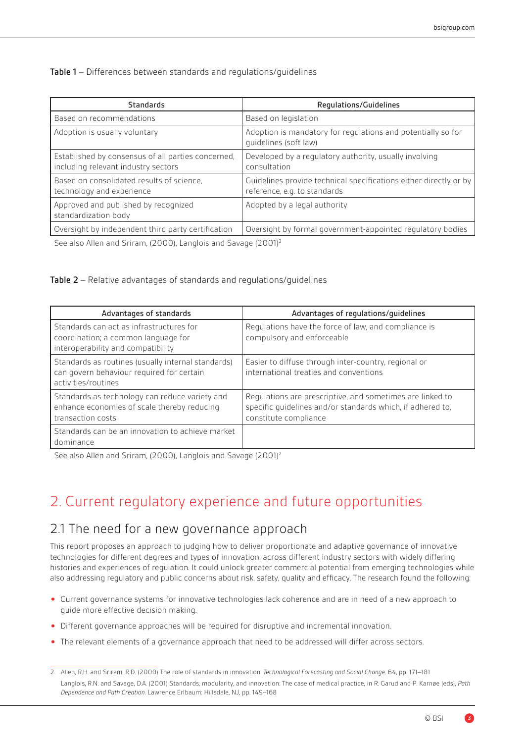**Table 1** – Differences between standards and regulations/guidelines

| Standards | Regulations/Guidelines |
|---|---|
| Based on recommendations | Based on legislation |
| Adoption is usually voluntary | Adoption is mandatory for regulations and potentially so for guidelines (soft law) |
| Established by consensus of all parties concerned, including relevant industry sectors | Developed by a regulatory authority, usually involving consultation |
| Based on consolidated results of science, technology and experience | Guidelines provide technical specifications either directly or by reference, e.g. to standards |
| Approved and published by recognized standardization body | Adopted by a legal authority |
| Oversight by independent third party certification | Oversight by formal government-appointed regulatory bodies |

See also Allen and Sriram, (2000), Langlois and Savage (2001)[2]

**Table 2** – Relative advantages of standards and regulations/guidelines

| Advantages of standards | Advantages of regulations/guidelines |
|---|---|
| Standards can act as infrastructures for coordination; a common language for interoperability and compatibility | Regulations have the force of law, and compliance is compulsory and enforceable |
| Standards as routines (usually internal standards) can govern behaviour required for certain activities/routines | Easier to diffuse through inter-country, regional or international treaties and conventions |
| Standards as technology can reduce variety and enhance economies of scale thereby reducing transaction costs | Regulations are prescriptive, and sometimes are linked to specific guidelines and/or standards which, if adhered to, constitute compliance |
| Standards can be an innovation to achieve market dominance | |

See also Allen and Sriram, (2000), Langlois and Savage (2001)[2]

# 2. Current regulatory experience and future opportunities

## 2.1 The need for a new governance approach

This report proposes an approach to judging how to deliver proportionate and adaptive governance of innovative technologies for different degrees and types of innovation, across different industry sectors with widely differing histories and experiences of regulation. It could unlock greater commercial potential from emerging technologies while also addressing regulatory and public concerns about risk, safety, quality and efficacy. The research found the following:

- Current governance systems for innovative technologies lack coherence and are in need of a new approach to guide more effective decision making.
- Different governance approaches will be required for disruptive and incremental innovation.
- The relevant elements of a governance approach that need to be addressed will differ across sectors.

2. Allen, R.H. and Sriram, R.D. (2000) The role of standards in innovation. *Technological Forecasting and Social Change*. 64, pp. 171–181

Langlois, R.N. and Savage, D.A. (2001) Standards, modularity, and innovation: The case of medical practice, in R. Garud and P. Karnøe (eds), *Path Dependence and Path Creation*. Lawrence Erlbaum: Hillsdale, NJ, pp. 149–168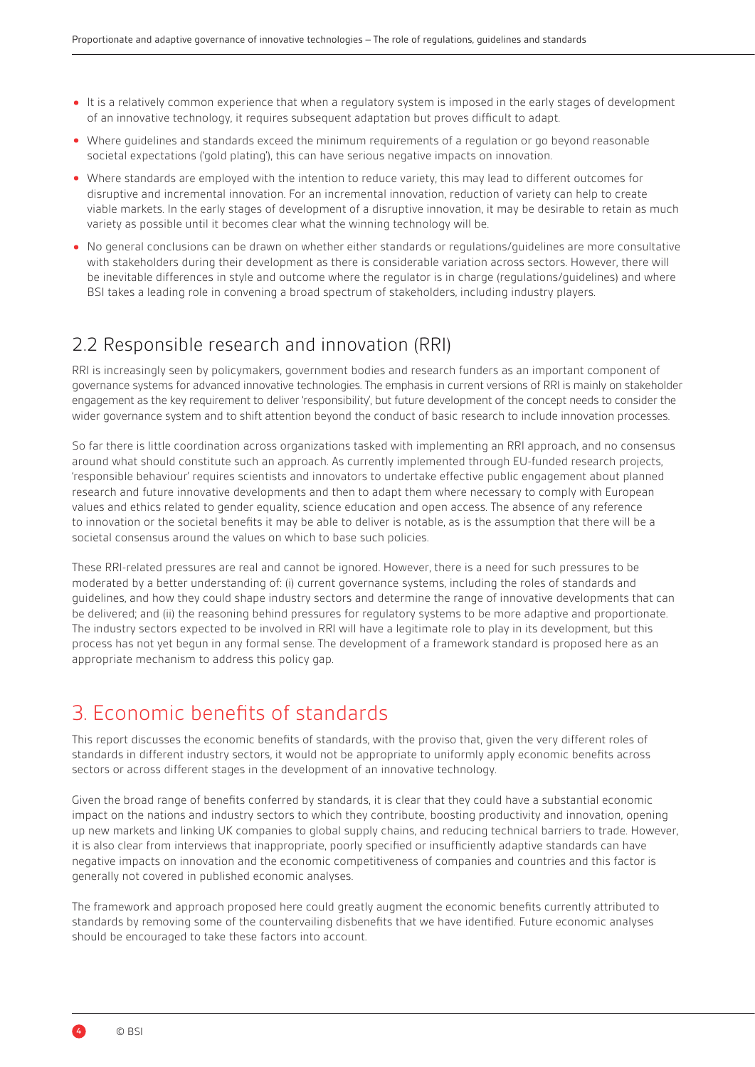- It is a relatively common experience that when a regulatory system is imposed in the early stages of development of an innovative technology, it requires subsequent adaptation but proves difficult to adapt.
- Where guidelines and standards exceed the minimum requirements of a regulation or go beyond reasonable societal expectations ('gold plating'), this can have serious negative impacts on innovation.
- Where standards are employed with the intention to reduce variety, this may lead to different outcomes for disruptive and incremental innovation. For an incremental innovation, reduction of variety can help to create viable markets. In the early stages of development of a disruptive innovation, it may be desirable to retain as much variety as possible until it becomes clear what the winning technology will be.
- No general conclusions can be drawn on whether either standards or regulations/guidelines are more consultative with stakeholders during their development as there is considerable variation across sectors. However, there will be inevitable differences in style and outcome where the regulator is in charge (regulations/guidelines) and where BSI takes a leading role in convening a broad spectrum of stakeholders, including industry players.

## 2.2 Responsible research and innovation (RRI)

RRI is increasingly seen by policymakers, government bodies and research funders as an important component of governance systems for advanced innovative technologies. The emphasis in current versions of RRI is mainly on stakeholder engagement as the key requirement to deliver 'responsibility', but future development of the concept needs to consider the wider governance system and to shift attention beyond the conduct of basic research to include innovation processes.

So far there is little coordination across organizations tasked with implementing an RRI approach, and no consensus around what should constitute such an approach. As currently implemented through EU-funded research projects, 'responsible behaviour' requires scientists and innovators to undertake effective public engagement about planned research and future innovative developments and then to adapt them where necessary to comply with European values and ethics related to gender equality, science education and open access. The absence of any reference to innovation or the societal benefits it may be able to deliver is notable, as is the assumption that there will be a societal consensus around the values on which to base such policies.

These RRI-related pressures are real and cannot be ignored. However, there is a need for such pressures to be moderated by a better understanding of: (i) current governance systems, including the roles of standards and guidelines, and how they could shape industry sectors and determine the range of innovative developments that can be delivered; and (ii) the reasoning behind pressures for regulatory systems to be more adaptive and proportionate. The industry sectors expected to be involved in RRI will have a legitimate role to play in its development, but this process has not yet begun in any formal sense. The development of a framework standard is proposed here as an appropriate mechanism to address this policy gap.

# 3. Economic benefits of standards

This report discusses the economic benefits of standards, with the proviso that, given the very different roles of standards in different industry sectors, it would not be appropriate to uniformly apply economic benefits across sectors or across different stages in the development of an innovative technology.

Given the broad range of benefits conferred by standards, it is clear that they could have a substantial economic impact on the nations and industry sectors to which they contribute, boosting productivity and innovation, opening up new markets and linking UK companies to global supply chains, and reducing technical barriers to trade. However, it is also clear from interviews that inappropriate, poorly specified or insufficiently adaptive standards can have negative impacts on innovation and the economic competitiveness of companies and countries and this factor is generally not covered in published economic analyses.

The framework and approach proposed here could greatly augment the economic benefits currently attributed to standards by removing some of the countervailing disbenefits that we have identified. Future economic analyses should be encouraged to take these factors into account.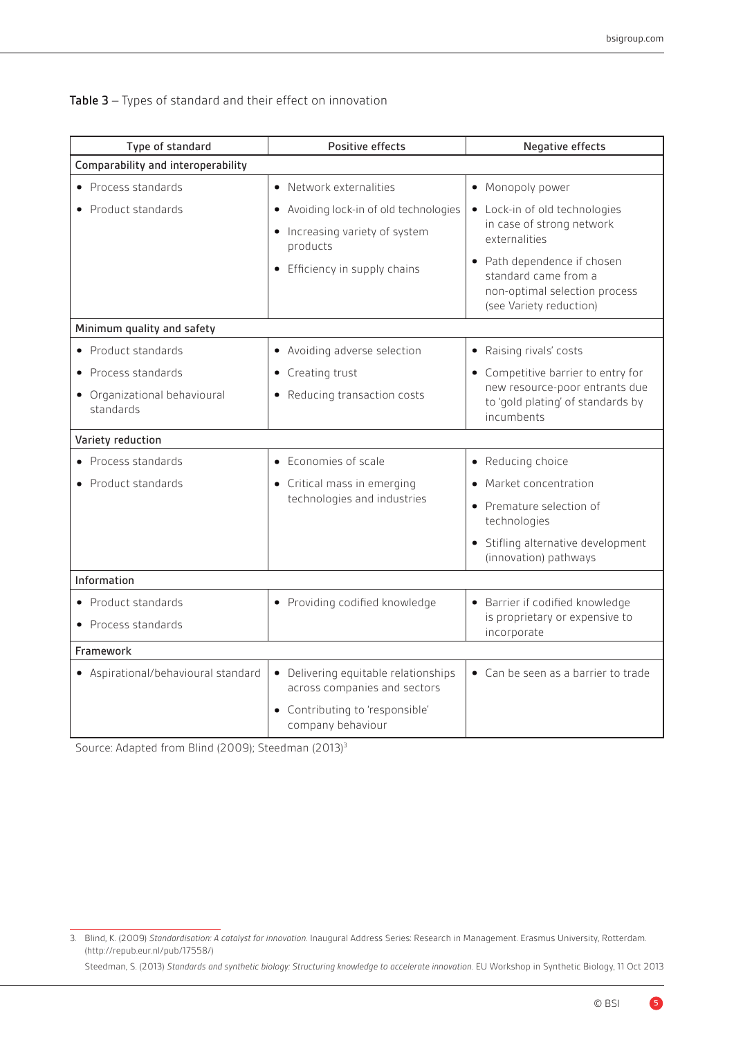**Table 3** – Types of standard and their effect on innovation

| Type of standard | Positive effects | Negative effects |
|---|---|---|
| **Comparability and interoperability** | | |
| • Process standards<br>• Product standards | • Network externalities<br>• Avoiding lock-in of old technologies<br>• Increasing variety of system products<br>• Efficiency in supply chains | • Monopoly power<br>• Lock-in of old technologies in case of strong network externalities<br>• Path dependence if chosen standard came from a non-optimal selection process (see Variety reduction) |
| **Minimum quality and safety** | | |
| • Product standards<br>• Process standards<br>• Organizational behavioural standards | • Avoiding adverse selection<br>• Creating trust<br>• Reducing transaction costs | • Raising rivals' costs<br>• Competitive barrier to entry for new resource-poor entrants due to 'gold plating' of standards by incumbents |
| **Variety reduction** | | |
| • Process standards<br>• Product standards | • Economies of scale<br>• Critical mass in emerging technologies and industries | • Reducing choice<br>• Market concentration<br>• Premature selection of technologies<br>• Stifling alternative development (innovation) pathways |
| **Information** | | |
| • Product standards<br>• Process standards | • Providing codified knowledge | • Barrier if codified knowledge is proprietary or expensive to incorporate |
| **Framework** | | |
| • Aspirational/behavioural standard | • Delivering equitable relationships across companies and sectors<br>• Contributing to 'responsible' company behaviour | • Can be seen as a barrier to trade |

Source: Adapted from Blind (2009); Steedman (2013)[3]

---

3. Blind, K. (2009) *Standardisation: A catalyst for innovation*. Inaugural Address Series: Research in Management. Erasmus University, Rotterdam. (http://repub.eur.nl/pub/17558/)

   Steedman, S. (2013) *Standards and synthetic biology: Structuring knowledge to accelerate innovation*. EU Workshop in Synthetic Biology, 11 Oct 2013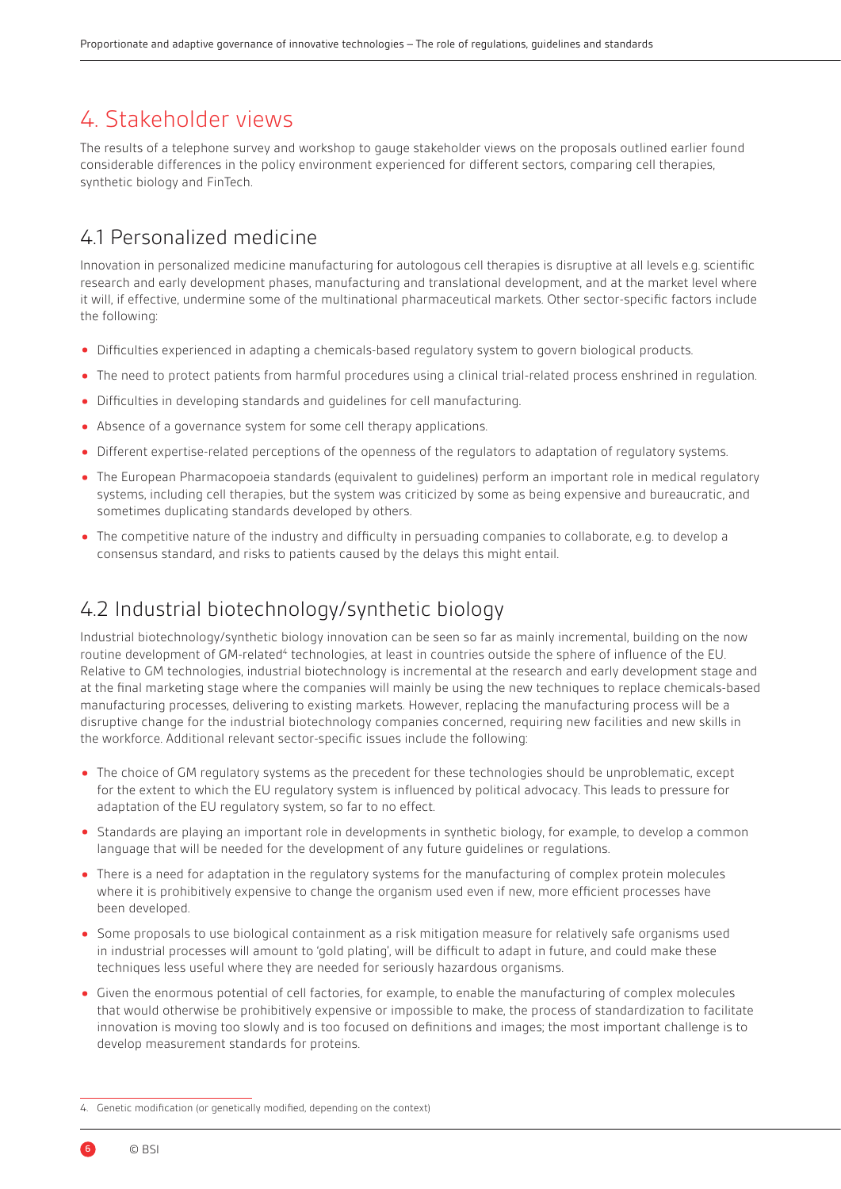# 4. Stakeholder views

The results of a telephone survey and workshop to gauge stakeholder views on the proposals outlined earlier found considerable differences in the policy environment experienced for different sectors, comparing cell therapies, synthetic biology and FinTech.

## 4.1 Personalized medicine

Innovation in personalized medicine manufacturing for autologous cell therapies is disruptive at all levels e.g. scientific research and early development phases, manufacturing and translational development, and at the market level where it will, if effective, undermine some of the multinational pharmaceutical markets. Other sector-specific factors include the following:

- Difficulties experienced in adapting a chemicals-based regulatory system to govern biological products.
- The need to protect patients from harmful procedures using a clinical trial-related process enshrined in regulation.
- Difficulties in developing standards and guidelines for cell manufacturing.
- Absence of a governance system for some cell therapy applications.
- Different expertise-related perceptions of the openness of the regulators to adaptation of regulatory systems.
- The European Pharmacopoeia standards (equivalent to guidelines) perform an important role in medical regulatory systems, including cell therapies, but the system was criticized by some as being expensive and bureaucratic, and sometimes duplicating standards developed by others.
- The competitive nature of the industry and difficulty in persuading companies to collaborate, e.g. to develop a consensus standard, and risks to patients caused by the delays this might entail.

## 4.2 Industrial biotechnology/synthetic biology

Industrial biotechnology/synthetic biology innovation can be seen so far as mainly incremental, building on the now routine development of GM-related[4] technologies, at least in countries outside the sphere of influence of the EU. Relative to GM technologies, industrial biotechnology is incremental at the research and early development stage and at the final marketing stage where the companies will mainly be using the new techniques to replace chemicals-based manufacturing processes, delivering to existing markets. However, replacing the manufacturing process will be a disruptive change for the industrial biotechnology companies concerned, requiring new facilities and new skills in the workforce. Additional relevant sector-specific issues include the following:

- The choice of GM regulatory systems as the precedent for these technologies should be unproblematic, except for the extent to which the EU regulatory system is influenced by political advocacy. This leads to pressure for adaptation of the EU regulatory system, so far to no effect.
- Standards are playing an important role in developments in synthetic biology, for example, to develop a common language that will be needed for the development of any future guidelines or regulations.
- There is a need for adaptation in the regulatory systems for the manufacturing of complex protein molecules where it is prohibitively expensive to change the organism used even if new, more efficient processes have been developed.
- Some proposals to use biological containment as a risk mitigation measure for relatively safe organisms used in industrial processes will amount to 'gold plating', will be difficult to adapt in future, and could make these techniques less useful where they are needed for seriously hazardous organisms.
- Given the enormous potential of cell factories, for example, to enable the manufacturing of complex molecules that would otherwise be prohibitively expensive or impossible to make, the process of standardization to facilitate innovation is moving too slowly and is too focused on definitions and images; the most important challenge is to develop measurement standards for proteins.

---

4. Genetic modification (or genetically modified, depending on the context)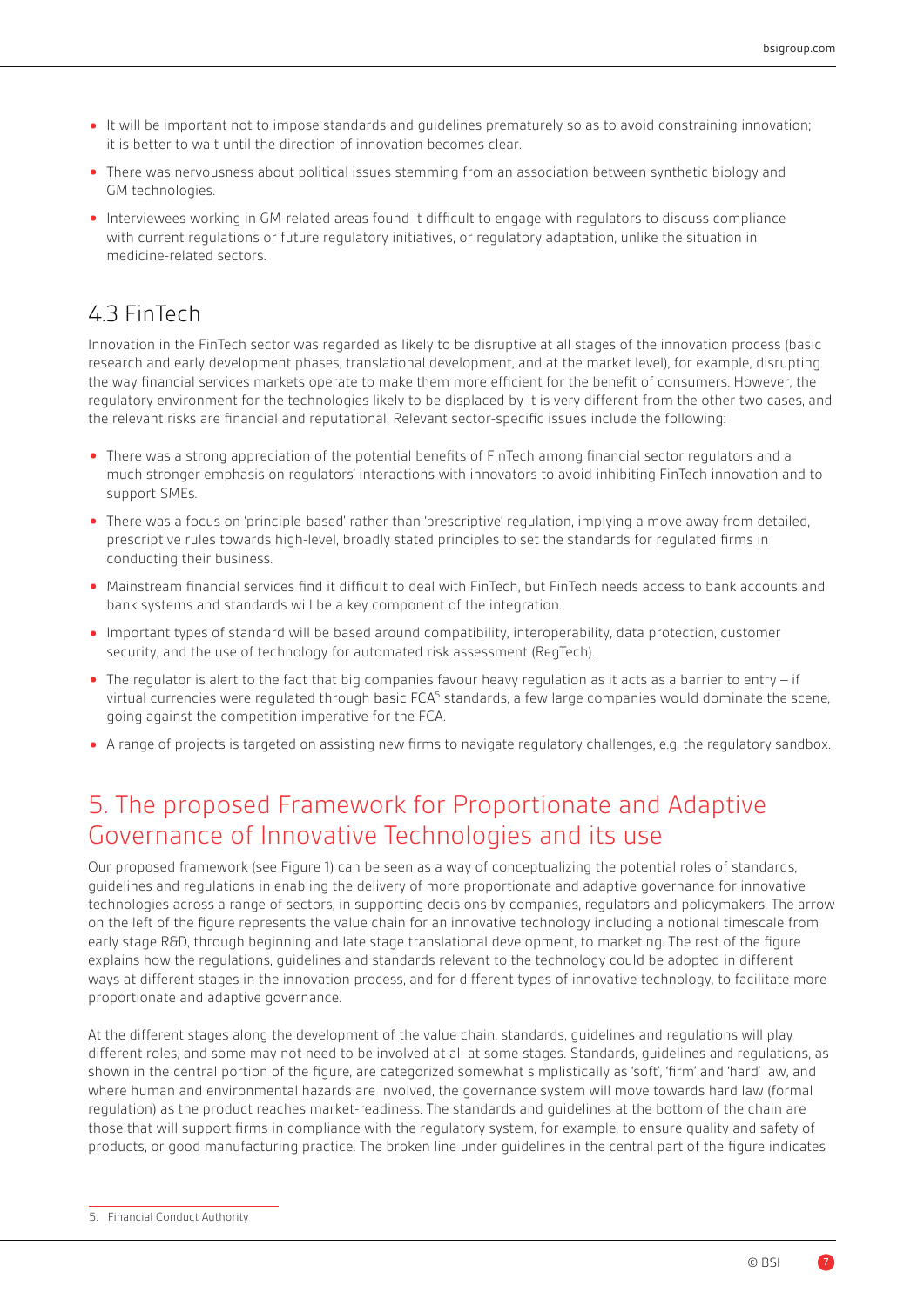- It will be important not to impose standards and guidelines prematurely so as to avoid constraining innovation; it is better to wait until the direction of innovation becomes clear.
- There was nervousness about political issues stemming from an association between synthetic biology and GM technologies.
- Interviewees working in GM-related areas found it difficult to engage with regulators to discuss compliance with current regulations or future regulatory initiatives, or regulatory adaptation, unlike the situation in medicine-related sectors.

## 4.3 FinTech

Innovation in the FinTech sector was regarded as likely to be disruptive at all stages of the innovation process (basic research and early development phases, translational development, and at the market level), for example, disrupting the way financial services markets operate to make them more efficient for the benefit of consumers. However, the regulatory environment for the technologies likely to be displaced by it is very different from the other two cases, and the relevant risks are financial and reputational. Relevant sector-specific issues include the following:

- There was a strong appreciation of the potential benefits of FinTech among financial sector regulators and a much stronger emphasis on regulators' interactions with innovators to avoid inhibiting FinTech innovation and to support SMEs.
- There was a focus on 'principle-based' rather than 'prescriptive' regulation, implying a move away from detailed, prescriptive rules towards high-level, broadly stated principles to set the standards for regulated firms in conducting their business.
- Mainstream financial services find it difficult to deal with FinTech, but FinTech needs access to bank accounts and bank systems and standards will be a key component of the integration.
- Important types of standard will be based around compatibility, interoperability, data protection, customer security, and the use of technology for automated risk assessment (RegTech).
- The regulator is alert to the fact that big companies favour heavy regulation as it acts as a barrier to entry – if virtual currencies were regulated through basic FCA[5] standards, a few large companies would dominate the scene, going against the competition imperative for the FCA.
- A range of projects is targeted on assisting new firms to navigate regulatory challenges, e.g. the regulatory sandbox.

# 5. The proposed Framework for Proportionate and Adaptive Governance of Innovative Technologies and its use

Our proposed framework (see Figure 1) can be seen as a way of conceptualizing the potential roles of standards, guidelines and regulations in enabling the delivery of more proportionate and adaptive governance for innovative technologies across a range of sectors, in supporting decisions by companies, regulators and policymakers. The arrow on the left of the figure represents the value chain for an innovative technology including a notional timescale from early stage R&D, through beginning and late stage translational development, to marketing. The rest of the figure explains how the regulations, guidelines and standards relevant to the technology could be adopted in different ways at different stages in the innovation process, and for different types of innovative technology, to facilitate more proportionate and adaptive governance.

At the different stages along the development of the value chain, standards, guidelines and regulations will play different roles, and some may not need to be involved at all at some stages. Standards, guidelines and regulations, as shown in the central portion of the figure, are categorized somewhat simplistically as 'soft', 'firm' and 'hard' law, and where human and environmental hazards are involved, the governance system will move towards hard law (formal regulation) as the product reaches market-readiness. The standards and guidelines at the bottom of the chain are those that will support firms in compliance with the regulatory system, for example, to ensure quality and safety of products, or good manufacturing practice. The broken line under guidelines in the central part of the figure indicates

5. Financial Conduct Authority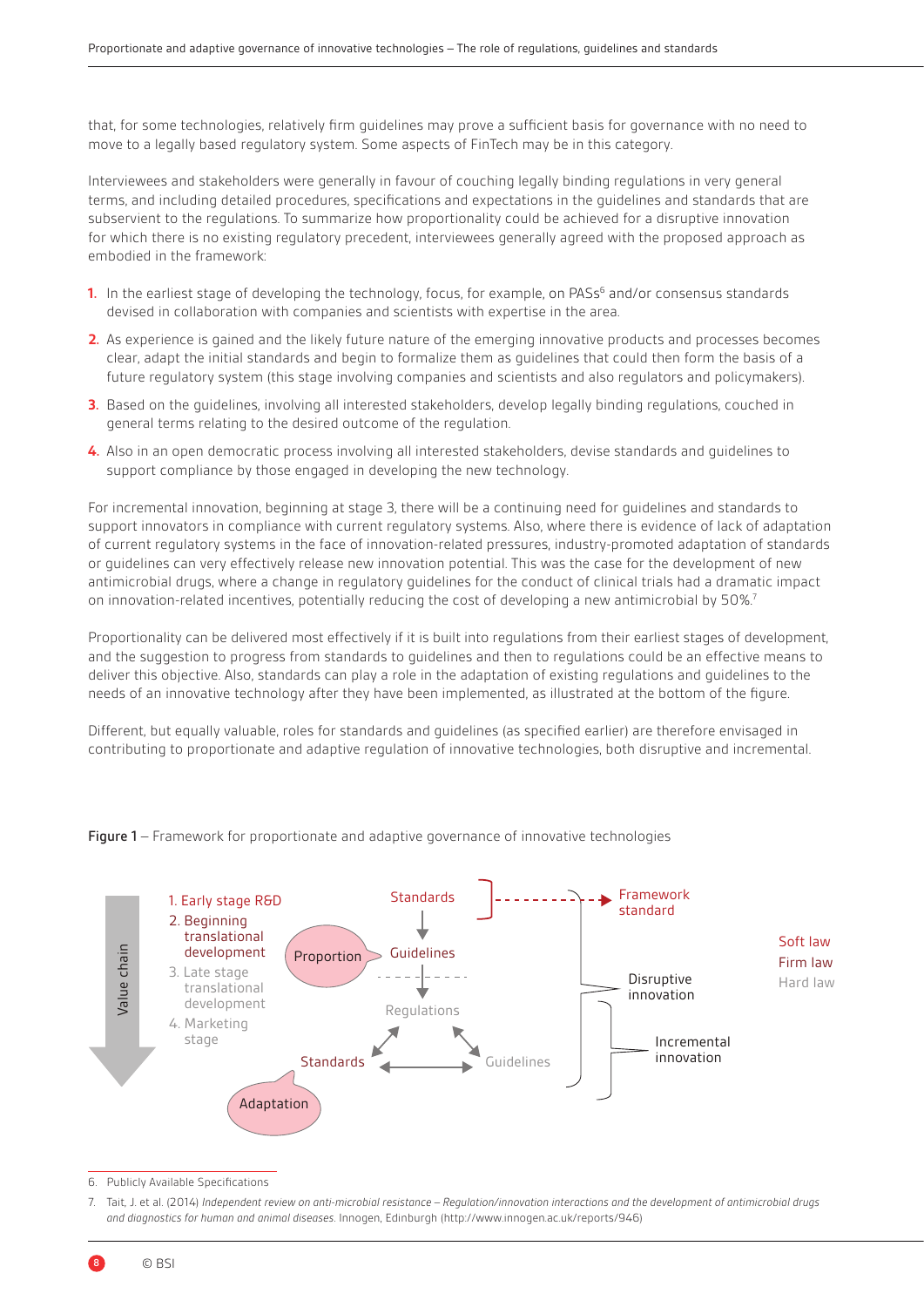that, for some technologies, relatively firm guidelines may prove a sufficient basis for governance with no need to move to a legally based regulatory system. Some aspects of FinTech may be in this category.

Interviewees and stakeholders were generally in favour of couching legally binding regulations in very general terms, and including detailed procedures, specifications and expectations in the guidelines and standards that are subservient to the regulations. To summarize how proportionality could be achieved for a disruptive innovation for which there is no existing regulatory precedent, interviewees generally agreed with the proposed approach as embodied in the framework:

1. In the earliest stage of developing the technology, focus, for example, on PASs[6] and/or consensus standards devised in collaboration with companies and scientists with expertise in the area.
2. As experience is gained and the likely future nature of the emerging innovative products and processes becomes clear, adapt the initial standards and begin to formalize them as guidelines that could then form the basis of a future regulatory system (this stage involving companies and scientists and also regulators and policymakers).
3. Based on the guidelines, involving all interested stakeholders, develop legally binding regulations, couched in general terms relating to the desired outcome of the regulation.
4. Also in an open democratic process involving all interested stakeholders, devise standards and guidelines to support compliance by those engaged in developing the new technology.

For incremental innovation, beginning at stage 3, there will be a continuing need for guidelines and standards to support innovators in compliance with current regulatory systems. Also, where there is evidence of lack of adaptation of current regulatory systems in the face of innovation-related pressures, industry-promoted adaptation of standards or guidelines can very effectively release new innovation potential. This was the case for the development of new antimicrobial drugs, where a change in regulatory guidelines for the conduct of clinical trials had a dramatic impact on innovation-related incentives, potentially reducing the cost of developing a new antimicrobial by 50%.[7]

Proportionality can be delivered most effectively if it is built into regulations from their earliest stages of development, and the suggestion to progress from standards to guidelines and then to regulations could be an effective means to deliver this objective. Also, standards can play a role in the adaptation of existing regulations and guidelines to the needs of an innovative technology after they have been implemented, as illustrated at the bottom of the figure.

Different, but equally valuable, roles for standards and guidelines (as specified earlier) are therefore envisaged in contributing to proportionate and adaptive regulation of innovative technologies, both disruptive and incremental.

**Figure 1** – Framework for proportionate and adaptive governance of innovative technologies

Value chain

1. Early stage R&D
2. Beginning translational development
3. Late stage translational development
4. Marketing stage

Standards → Proportion → Guidelines → Regulations

Regulations ↔ Standards ↔ Guidelines

Adaptation

Framework standard

Disruptive innovation

Incremental innovation

Soft law
Firm law
Hard law

6. Publicly Available Specifications
7. Tait, J. et al. (2014) *Independent review on anti-microbial resistance – Regulation/innovation interactions and the development of antimicrobial drugs and diagnostics for human and animal diseases.* Innogen, Edinburgh (http://www.innogen.ac.uk/reports/946)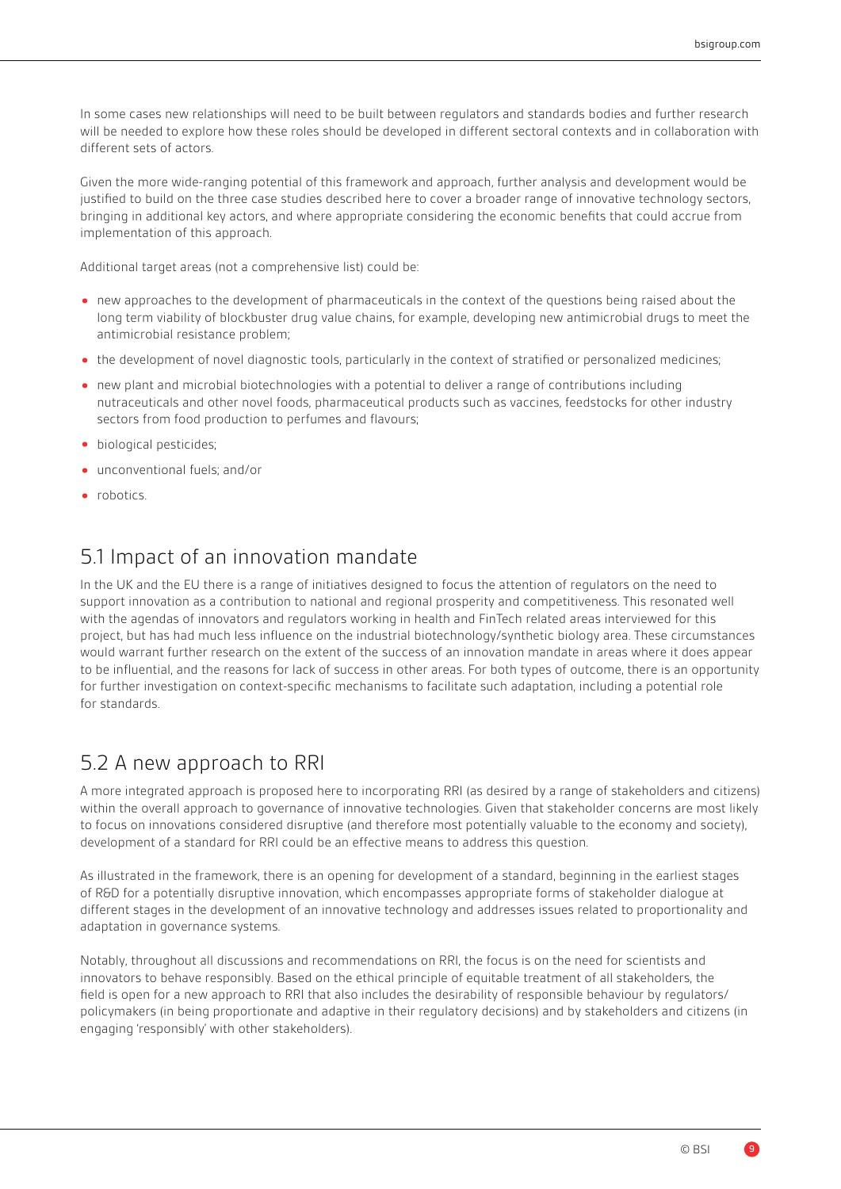In some cases new relationships will need to be built between regulators and standards bodies and further research will be needed to explore how these roles should be developed in different sectoral contexts and in collaboration with different sets of actors.

Given the more wide-ranging potential of this framework and approach, further analysis and development would be justified to build on the three case studies described here to cover a broader range of innovative technology sectors, bringing in additional key actors, and where appropriate considering the economic benefits that could accrue from implementation of this approach.

Additional target areas (not a comprehensive list) could be:

- new approaches to the development of pharmaceuticals in the context of the questions being raised about the long term viability of blockbuster drug value chains, for example, developing new antimicrobial drugs to meet the antimicrobial resistance problem;
- the development of novel diagnostic tools, particularly in the context of stratified or personalized medicines;
- new plant and microbial biotechnologies with a potential to deliver a range of contributions including nutraceuticals and other novel foods, pharmaceutical products such as vaccines, feedstocks for other industry sectors from food production to perfumes and flavours;
- biological pesticides;
- unconventional fuels; and/or
- robotics.

## 5.1 Impact of an innovation mandate

In the UK and the EU there is a range of initiatives designed to focus the attention of regulators on the need to support innovation as a contribution to national and regional prosperity and competitiveness. This resonated well with the agendas of innovators and regulators working in health and FinTech related areas interviewed for this project, but has had much less influence on the industrial biotechnology/synthetic biology area. These circumstances would warrant further research on the extent of the success of an innovation mandate in areas where it does appear to be influential, and the reasons for lack of success in other areas. For both types of outcome, there is an opportunity for further investigation on context-specific mechanisms to facilitate such adaptation, including a potential role for standards.

## 5.2 A new approach to RRI

A more integrated approach is proposed here to incorporating RRI (as desired by a range of stakeholders and citizens) within the overall approach to governance of innovative technologies. Given that stakeholder concerns are most likely to focus on innovations considered disruptive (and therefore most potentially valuable to the economy and society), development of a standard for RRI could be an effective means to address this question.

As illustrated in the framework, there is an opening for development of a standard, beginning in the earliest stages of R&D for a potentially disruptive innovation, which encompasses appropriate forms of stakeholder dialogue at different stages in the development of an innovative technology and addresses issues related to proportionality and adaptation in governance systems.

Notably, throughout all discussions and recommendations on RRI, the focus is on the need for scientists and innovators to behave responsibly. Based on the ethical principle of equitable treatment of all stakeholders, the field is open for a new approach to RRI that also includes the desirability of responsible behaviour by regulators/policymakers (in being proportionate and adaptive in their regulatory decisions) and by stakeholders and citizens (in engaging 'responsibly' with other stakeholders).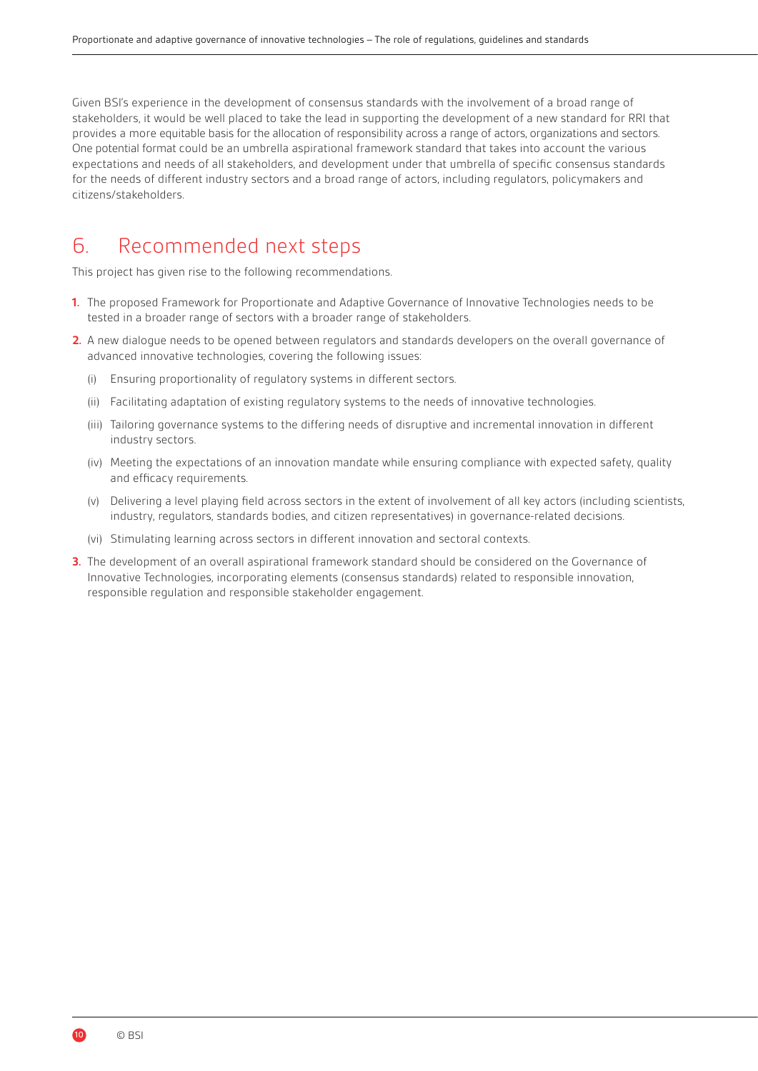Given BSI's experience in the development of consensus standards with the involvement of a broad range of stakeholders, it would be well placed to take the lead in supporting the development of a new standard for RRI that provides a more equitable basis for the allocation of responsibility across a range of actors, organizations and sectors. One potential format could be an umbrella aspirational framework standard that takes into account the various expectations and needs of all stakeholders, and development under that umbrella of specific consensus standards for the needs of different industry sectors and a broad range of actors, including regulators, policymakers and citizens/stakeholders.

## 6. Recommended next steps

This project has given rise to the following recommendations.

1. The proposed Framework for Proportionate and Adaptive Governance of Innovative Technologies needs to be tested in a broader range of sectors with a broader range of stakeholders.
2. A new dialogue needs to be opened between regulators and standards developers on the overall governance of advanced innovative technologies, covering the following issues:
   - (i) Ensuring proportionality of regulatory systems in different sectors.
   - (ii) Facilitating adaptation of existing regulatory systems to the needs of innovative technologies.
   - (iii) Tailoring governance systems to the differing needs of disruptive and incremental innovation in different industry sectors.
   - (iv) Meeting the expectations of an innovation mandate while ensuring compliance with expected safety, quality and efficacy requirements.
   - (v) Delivering a level playing field across sectors in the extent of involvement of all key actors (including scientists, industry, regulators, standards bodies, and citizen representatives) in governance-related decisions.
   - (vi) Stimulating learning across sectors in different innovation and sectoral contexts.
3. The development of an overall aspirational framework standard should be considered on the Governance of Innovative Technologies, incorporating elements (consensus standards) related to responsible innovation, responsible regulation and responsible stakeholder engagement.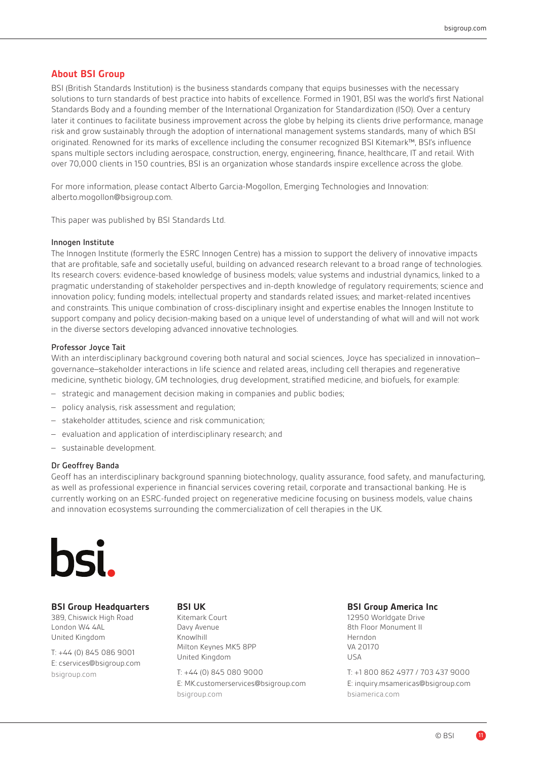## About BSI Group

BSI (British Standards Institution) is the business standards company that equips businesses with the necessary solutions to turn standards of best practice into habits of excellence. Formed in 1901, BSI was the world's first National Standards Body and a founding member of the International Organization for Standardization (ISO). Over a century later it continues to facilitate business improvement across the globe by helping its clients drive performance, manage risk and grow sustainably through the adoption of international management systems standards, many of which BSI originated. Renowned for its marks of excellence including the consumer recognized BSI Kitemark™, BSI's influence spans multiple sectors including aerospace, construction, energy, engineering, finance, healthcare, IT and retail. With over 70,000 clients in 150 countries, BSI is an organization whose standards inspire excellence across the globe.

For more information, please contact Alberto Garcia-Mogollon, Emerging Technologies and Innovation: alberto.mogollon@bsigroup.com.

This paper was published by BSI Standards Ltd.

### Innogen Institute

The Innogen Institute (formerly the ESRC Innogen Centre) has a mission to support the delivery of innovative impacts that are profitable, safe and societally useful, building on advanced research relevant to a broad range of technologies. Its research covers: evidence-based knowledge of business models; value systems and industrial dynamics, linked to a pragmatic understanding of stakeholder perspectives and in-depth knowledge of regulatory requirements; science and innovation policy; funding models; intellectual property and standards related issues; and market-related incentives and constraints. This unique combination of cross-disciplinary insight and expertise enables the Innogen Institute to support company and policy decision-making based on a unique level of understanding of what will and will not work in the diverse sectors developing advanced innovative technologies.

### Professor Joyce Tait

With an interdisciplinary background covering both natural and social sciences, Joyce has specialized in innovation–governance–stakeholder interactions in life science and related areas, including cell therapies and regenerative medicine, synthetic biology, GM technologies, drug development, stratified medicine, and biofuels, for example:

- strategic and management decision making in companies and public bodies;
- policy analysis, risk assessment and regulation;
- stakeholder attitudes, science and risk communication;
- evaluation and application of interdisciplinary research; and
- sustainable development.

### Dr Geoffrey Banda

Geoff has an interdisciplinary background spanning biotechnology, quality assurance, food safety, and manufacturing, as well as professional experience in financial services covering retail, corporate and transactional banking. He is currently working on an ESRC-funded project on regenerative medicine focusing on business models, value chains and innovation ecosystems surrounding the commercialization of cell therapies in the UK.

bsi.

**BSI Group Headquarters**
389, Chiswick High Road
London W4 4AL
United Kingdom

T: +44 (0) 845 086 9001
E: cservices@bsigroup.com
bsigroup.com

**BSI UK**
Kitemark Court
Davy Avenue
Knowlhill
Milton Keynes MK5 8PP
United Kingdom

T: +44 (0) 845 080 9000
E: MK.customerservices@bsigroup.com
bsigroup.com

**BSI Group America Inc**
12950 Worldgate Drive
8th Floor Monument II
Herndon
VA 20170
USA

T: +1 800 862 4977 / 703 437 9000
E: inquiry.msamericas@bsigroup.com
bsiamerica.com

© BSI